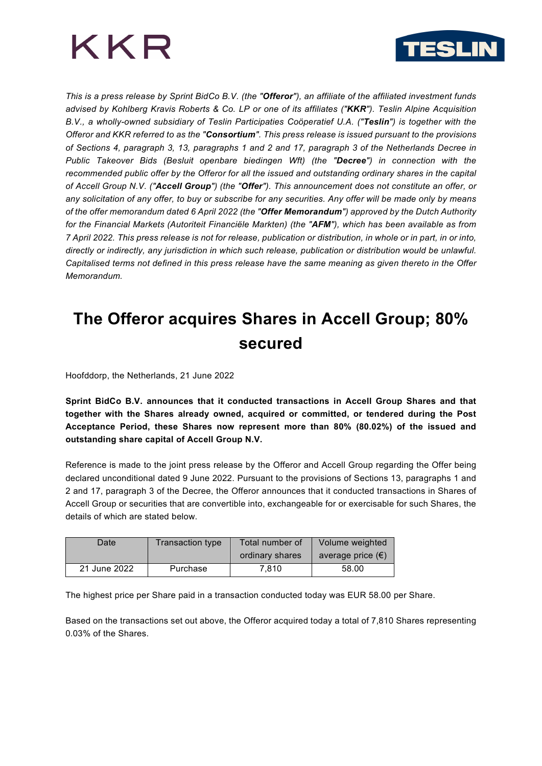KKR

TESLIN

*This is a press release by Sprint BidCo B.V. (the "**Offeror**"), an affiliate of the affiliated investment funds advised by Kohlberg Kravis Roberts & Co. LP or one of its affiliates ("**KKR**"). Teslin Alpine Acquisition B.V., a wholly-owned subsidiary of Teslin Participaties Coöperatief U.A. ("**Teslin**") is together with the Offeror and KKR referred to as the "**Consortium**". This press release is issued pursuant to the provisions of Sections 4, paragraph 3, 13, paragraphs 1 and 2 and 17, paragraph 3 of the Netherlands Decree in Public Takeover Bids (Besluit openbare biedingen Wft) (the "**Decree**") in connection with the recommended public offer by the Offeror for all the issued and outstanding ordinary shares in the capital of Accell Group N.V. ("**Accell Group**") (the "**Offer**"). This announcement does not constitute an offer, or any solicitation of any offer, to buy or subscribe for any securities. Any offer will be made only by means of the offer memorandum dated 6 April 2022 (the "**Offer Memorandum**") approved by the Dutch Authority for the Financial Markets (Autoriteit Financiële Markten) (the "**AFM**"), which has been available as from 7 April 2022. This press release is not for release, publication or distribution, in whole or in part, in or into, directly or indirectly, any jurisdiction in which such release, publication or distribution would be unlawful. Capitalised terms not defined in this press release have the same meaning as given thereto in the Offer Memorandum.*

# The Offeror acquires Shares in Accell Group; 80% secured

Hoofddorp, the Netherlands, 21 June 2022

**Sprint BidCo B.V. announces that it conducted transactions in Accell Group Shares and that together with the Shares already owned, acquired or committed, or tendered during the Post Acceptance Period, these Shares now represent more than 80% (80.02%) of the issued and outstanding share capital of Accell Group N.V.**

Reference is made to the joint press release by the Offeror and Accell Group regarding the Offer being declared unconditional dated 9 June 2022. Pursuant to the provisions of Sections 13, paragraphs 1 and 2 and 17, paragraph 3 of the Decree, the Offeror announces that it conducted transactions in Shares of Accell Group or securities that are convertible into, exchangeable for or exercisable for such Shares, the details of which are stated below.

| Date | Transaction type | Total number of ordinary shares | Volume weighted average price (€) |
|---|---|---|---|
| 21 June 2022 | Purchase | 7,810 | 58.00 |

The highest price per Share paid in a transaction conducted today was EUR 58.00 per Share.

Based on the transactions set out above, the Offeror acquired today a total of 7,810 Shares representing 0.03% of the Shares.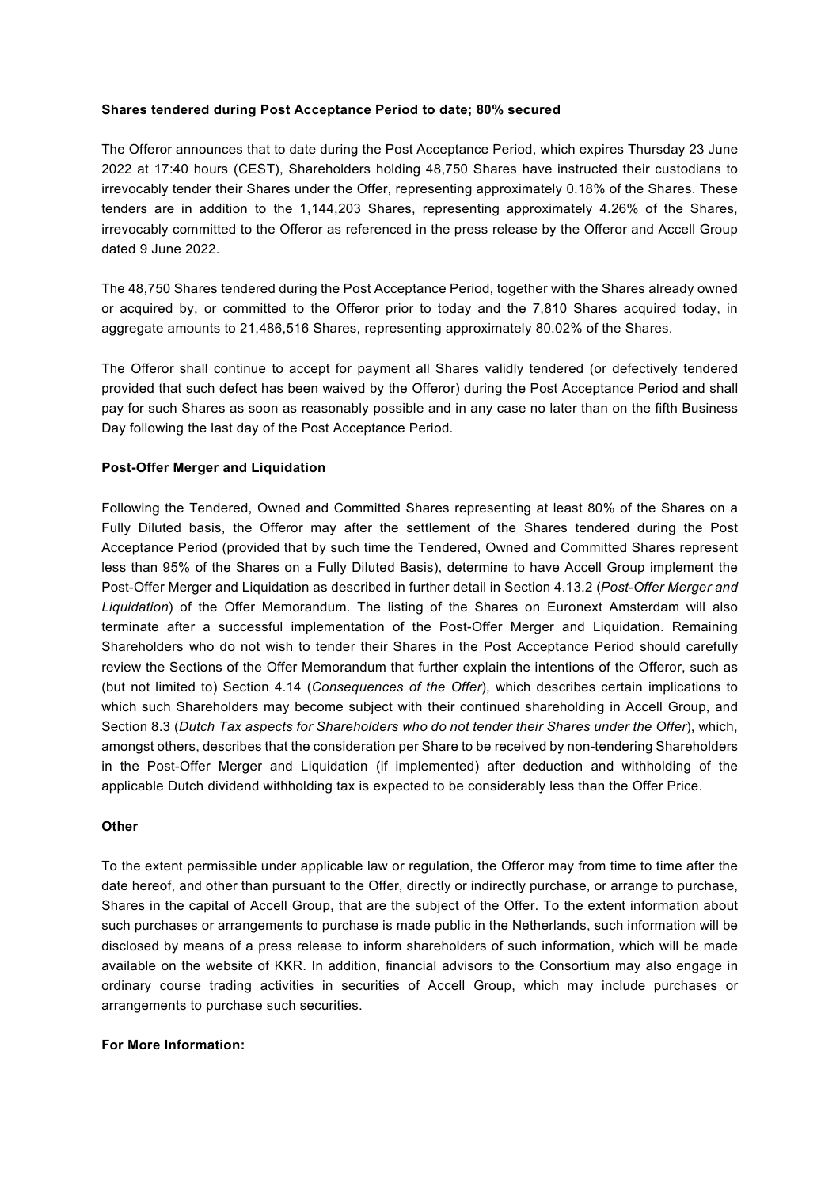**Shares tendered during Post Acceptance Period to date; 80% secured**

The Offeror announces that to date during the Post Acceptance Period, which expires Thursday 23 June 2022 at 17:40 hours (CEST), Shareholders holding 48,750 Shares have instructed their custodians to irrevocably tender their Shares under the Offer, representing approximately 0.18% of the Shares. These tenders are in addition to the 1,144,203 Shares, representing approximately 4.26% of the Shares, irrevocably committed to the Offeror as referenced in the press release by the Offeror and Accell Group dated 9 June 2022.

The 48,750 Shares tendered during the Post Acceptance Period, together with the Shares already owned or acquired by, or committed to the Offeror prior to today and the 7,810 Shares acquired today, in aggregate amounts to 21,486,516 Shares, representing approximately 80.02% of the Shares.

The Offeror shall continue to accept for payment all Shares validly tendered (or defectively tendered provided that such defect has been waived by the Offeror) during the Post Acceptance Period and shall pay for such Shares as soon as reasonably possible and in any case no later than on the fifth Business Day following the last day of the Post Acceptance Period.

**Post-Offer Merger and Liquidation**

Following the Tendered, Owned and Committed Shares representing at least 80% of the Shares on a Fully Diluted basis, the Offeror may after the settlement of the Shares tendered during the Post Acceptance Period (provided that by such time the Tendered, Owned and Committed Shares represent less than 95% of the Shares on a Fully Diluted Basis), determine to have Accell Group implement the Post-Offer Merger and Liquidation as described in further detail in Section 4.13.2 (*Post-Offer Merger and Liquidation*) of the Offer Memorandum. The listing of the Shares on Euronext Amsterdam will also terminate after a successful implementation of the Post-Offer Merger and Liquidation. Remaining Shareholders who do not wish to tender their Shares in the Post Acceptance Period should carefully review the Sections of the Offer Memorandum that further explain the intentions of the Offeror, such as (but not limited to) Section 4.14 (*Consequences of the Offer*), which describes certain implications to which such Shareholders may become subject with their continued shareholding in Accell Group, and Section 8.3 (*Dutch Tax aspects for Shareholders who do not tender their Shares under the Offer*), which, amongst others, describes that the consideration per Share to be received by non-tendering Shareholders in the Post-Offer Merger and Liquidation (if implemented) after deduction and withholding of the applicable Dutch dividend withholding tax is expected to be considerably less than the Offer Price.

**Other**

To the extent permissible under applicable law or regulation, the Offeror may from time to time after the date hereof, and other than pursuant to the Offer, directly or indirectly purchase, or arrange to purchase, Shares in the capital of Accell Group, that are the subject of the Offer. To the extent information about such purchases or arrangements to purchase is made public in the Netherlands, such information will be disclosed by means of a press release to inform shareholders of such information, which will be made available on the website of KKR. In addition, financial advisors to the Consortium may also engage in ordinary course trading activities in securities of Accell Group, which may include purchases or arrangements to purchase such securities.

**For More Information:**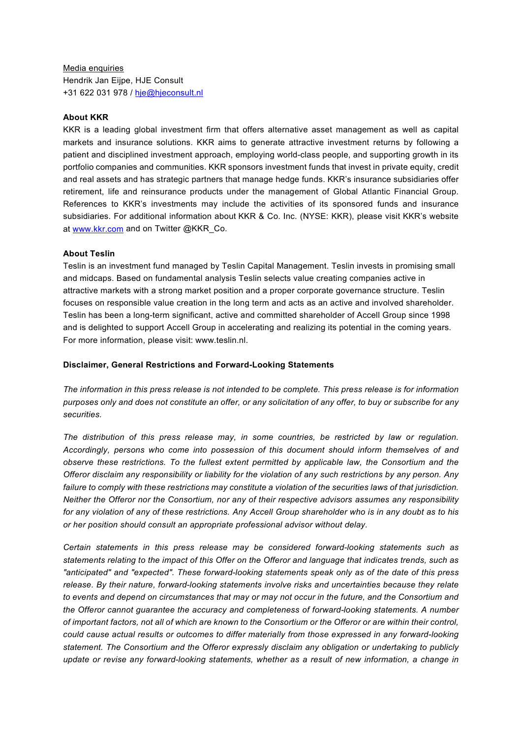Media enquiries
Hendrik Jan Eijpe, HJE Consult
+31 622 031 978 / hje@hjeconsult.nl

**About KKR**

KKR is a leading global investment firm that offers alternative asset management as well as capital markets and insurance solutions. KKR aims to generate attractive investment returns by following a patient and disciplined investment approach, employing world-class people, and supporting growth in its portfolio companies and communities. KKR sponsors investment funds that invest in private equity, credit and real assets and has strategic partners that manage hedge funds. KKR's insurance subsidiaries offer retirement, life and reinsurance products under the management of Global Atlantic Financial Group. References to KKR's investments may include the activities of its sponsored funds and insurance subsidiaries. For additional information about KKR & Co. Inc. (NYSE: KKR), please visit KKR's website at www.kkr.com and on Twitter @KKR_Co.

**About Teslin**

Teslin is an investment fund managed by Teslin Capital Management. Teslin invests in promising small and midcaps. Based on fundamental analysis Teslin selects value creating companies active in attractive markets with a strong market position and a proper corporate governance structure. Teslin focuses on responsible value creation in the long term and acts as an active and involved shareholder. Teslin has been a long-term significant, active and committed shareholder of Accell Group since 1998 and is delighted to support Accell Group in accelerating and realizing its potential in the coming years. For more information, please visit: www.teslin.nl.

**Disclaimer, General Restrictions and Forward-Looking Statements**

*The information in this press release is not intended to be complete. This press release is for information purposes only and does not constitute an offer, or any solicitation of any offer, to buy or subscribe for any securities.*

*The distribution of this press release may, in some countries, be restricted by law or regulation. Accordingly, persons who come into possession of this document should inform themselves of and observe these restrictions. To the fullest extent permitted by applicable law, the Consortium and the Offeror disclaim any responsibility or liability for the violation of any such restrictions by any person. Any failure to comply with these restrictions may constitute a violation of the securities laws of that jurisdiction. Neither the Offeror nor the Consortium, nor any of their respective advisors assumes any responsibility for any violation of any of these restrictions. Any Accell Group shareholder who is in any doubt as to his or her position should consult an appropriate professional advisor without delay.*

*Certain statements in this press release may be considered forward-looking statements such as statements relating to the impact of this Offer on the Offeror and language that indicates trends, such as "anticipated" and "expected". These forward-looking statements speak only as of the date of this press release. By their nature, forward-looking statements involve risks and uncertainties because they relate to events and depend on circumstances that may or may not occur in the future, and the Consortium and the Offeror cannot guarantee the accuracy and completeness of forward-looking statements. A number of important factors, not all of which are known to the Consortium or the Offeror or are within their control, could cause actual results or outcomes to differ materially from those expressed in any forward-looking statement. The Consortium and the Offeror expressly disclaim any obligation or undertaking to publicly update or revise any forward-looking statements, whether as a result of new information, a change in*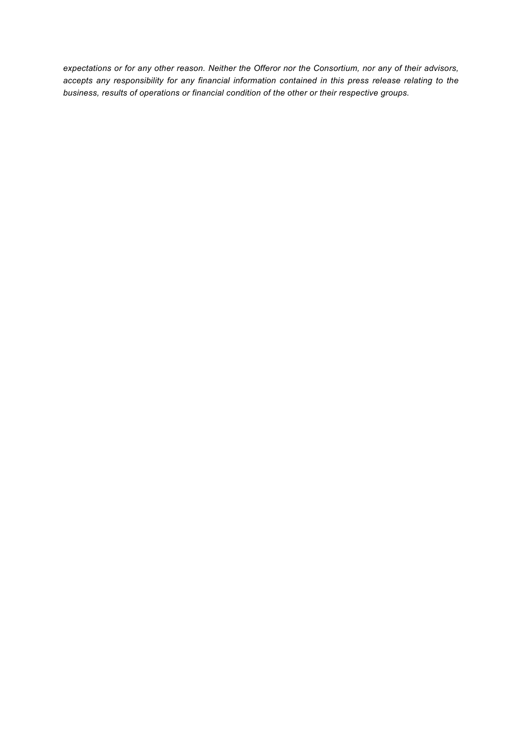*expectations or for any other reason. Neither the Offeror nor the Consortium, nor any of their advisors, accepts any responsibility for any financial information contained in this press release relating to the business, results of operations or financial condition of the other or their respective groups.*